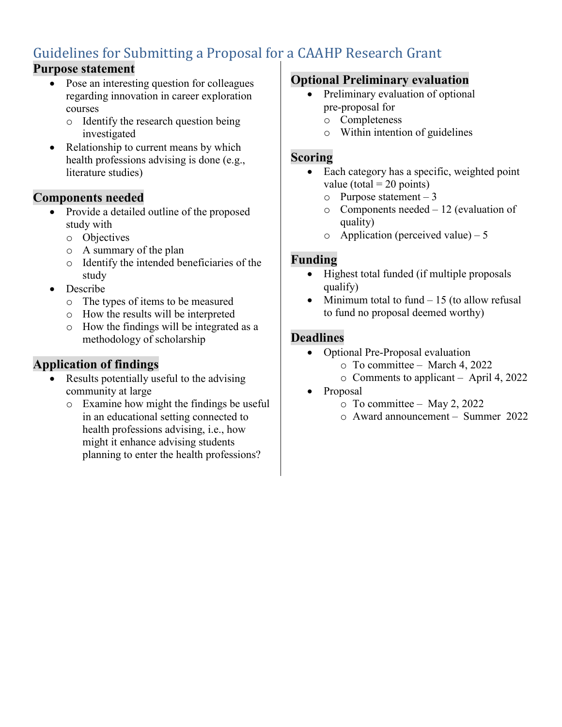# Guidelines for Submitting a Proposal for a CAAHP Research Grant

## Purpose statement

- Pose an interesting question for colleagues regarding innovation in career exploration courses
  - Identify the research question being investigated
- Relationship to current means by which health professions advising is done (e.g., literature studies)

## Components needed

- Provide a detailed outline of the proposed study with
  - Objectives
  - A summary of the plan
  - Identify the intended beneficiaries of the study
- Describe
  - The types of items to be measured
  - How the results will be interpreted
  - How the findings will be integrated as a methodology of scholarship

## Application of findings

- Results potentially useful to the advising community at large
  - Examine how might the findings be useful in an educational setting connected to health professions advising, i.e., how might it enhance advising students planning to enter the health professions?

## Optional Preliminary evaluation

- Preliminary evaluation of optional pre-proposal for
  - Completeness
  - Within intention of guidelines

## Scoring

- Each category has a specific, weighted point value (total = 20 points)
  - Purpose statement – 3
  - Components needed – 12 (evaluation of quality)
  - Application (perceived value) – 5

## Funding

- Highest total funded (if multiple proposals qualify)
- Minimum total to fund – 15 (to allow refusal to fund no proposal deemed worthy)

## Deadlines

- Optional Pre-Proposal evaluation
  - To committee – March 4, 2022
  - Comments to applicant – April 4, 2022
- Proposal
  - To committee – May 2, 2022
  - Award announcement – Summer 2022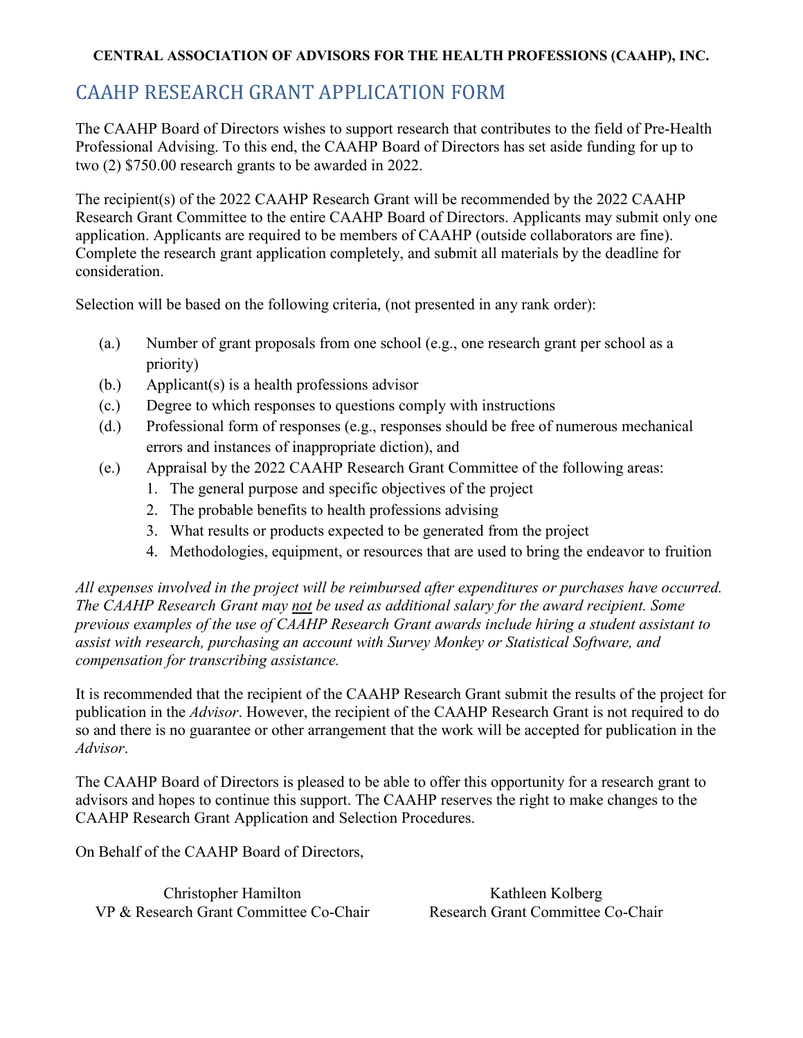**CENTRAL ASSOCIATION OF ADVISORS FOR THE HEALTH PROFESSIONS (CAAHP), INC.**

# CAAHP RESEARCH GRANT APPLICATION FORM

The CAAHP Board of Directors wishes to support research that contributes to the field of Pre-Health Professional Advising. To this end, the CAAHP Board of Directors has set aside funding for up to two (2) $750.00 research grants to be awarded in 2022.

The recipient(s) of the 2022 CAAHP Research Grant will be recommended by the 2022 CAAHP Research Grant Committee to the entire CAAHP Board of Directors. Applicants may submit only one application. Applicants are required to be members of CAAHP (outside collaborators are fine). Complete the research grant application completely, and submit all materials by the deadline for consideration.

Selection will be based on the following criteria, (not presented in any rank order):

(a.) Number of grant proposals from one school (e.g., one research grant per school as a priority)

(b.) Applicant(s) is a health professions advisor

(c.) Degree to which responses to questions comply with instructions

(d.) Professional form of responses (e.g., responses should be free of numerous mechanical errors and instances of inappropriate diction), and

(e.) Appraisal by the 2022 CAAHP Research Grant Committee of the following areas:

1. The general purpose and specific objectives of the project
2. The probable benefits to health professions advising
3. What results or products expected to be generated from the project
4. Methodologies, equipment, or resources that are used to bring the endeavor to fruition

*All expenses involved in the project will be reimbursed after expenditures or purchases have occurred. The CAAHP Research Grant may not be used as additional salary for the award recipient. Some previous examples of the use of CAAHP Research Grant awards include hiring a student assistant to assist with research, purchasing an account with Survey Monkey or Statistical Software, and compensation for transcribing assistance.*

It is recommended that the recipient of the CAAHP Research Grant submit the results of the project for publication in the *Advisor*. However, the recipient of the CAAHP Research Grant is not required to do so and there is no guarantee or other arrangement that the work will be accepted for publication in the *Advisor*.

The CAAHP Board of Directors is pleased to be able to offer this opportunity for a research grant to advisors and hopes to continue this support. The CAAHP reserves the right to make changes to the CAAHP Research Grant Application and Selection Procedures.

On Behalf of the CAAHP Board of Directors,

Christopher Hamilton
VP & Research Grant Committee Co-Chair

Kathleen Kolberg
Research Grant Committee Co-Chair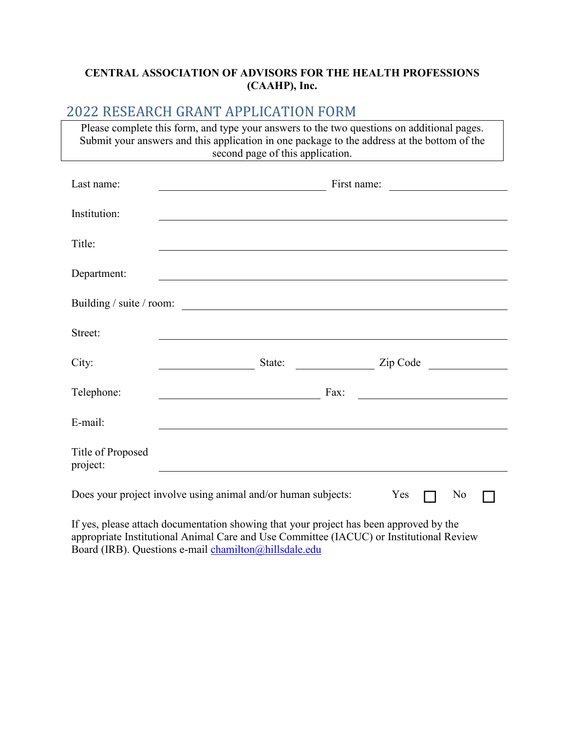**CENTRAL ASSOCIATION OF ADVISORS FOR THE HEALTH PROFESSIONS (CAAHP), Inc.**

## 2022 RESEARCH GRANT APPLICATION FORM

Please complete this form, and type your answers to the two questions on additional pages. Submit your answers and this application in one package to the address at the bottom of the second page of this application.

Last name: ______________________ First name: ______________________

Institution: ______________________________________________

Title: ______________________________________________

Department: ______________________________________________

Building / suite / room: ______________________________________________

Street: ______________________________________________

City: ______________ State: ______________ Zip Code ______________

Telephone: ______________________ Fax: ______________________

E-mail: ______________________________________________

Title of Proposed project: ______________________________________________

Does your project involve using animal and/or human subjects: Yes ☐ No ☐

If yes, please attach documentation showing that your project has been approved by the appropriate Institutional Animal Care and Use Committee (IACUC) or Institutional Review Board (IRB). Questions e-mail chamilton@hillsdale.edu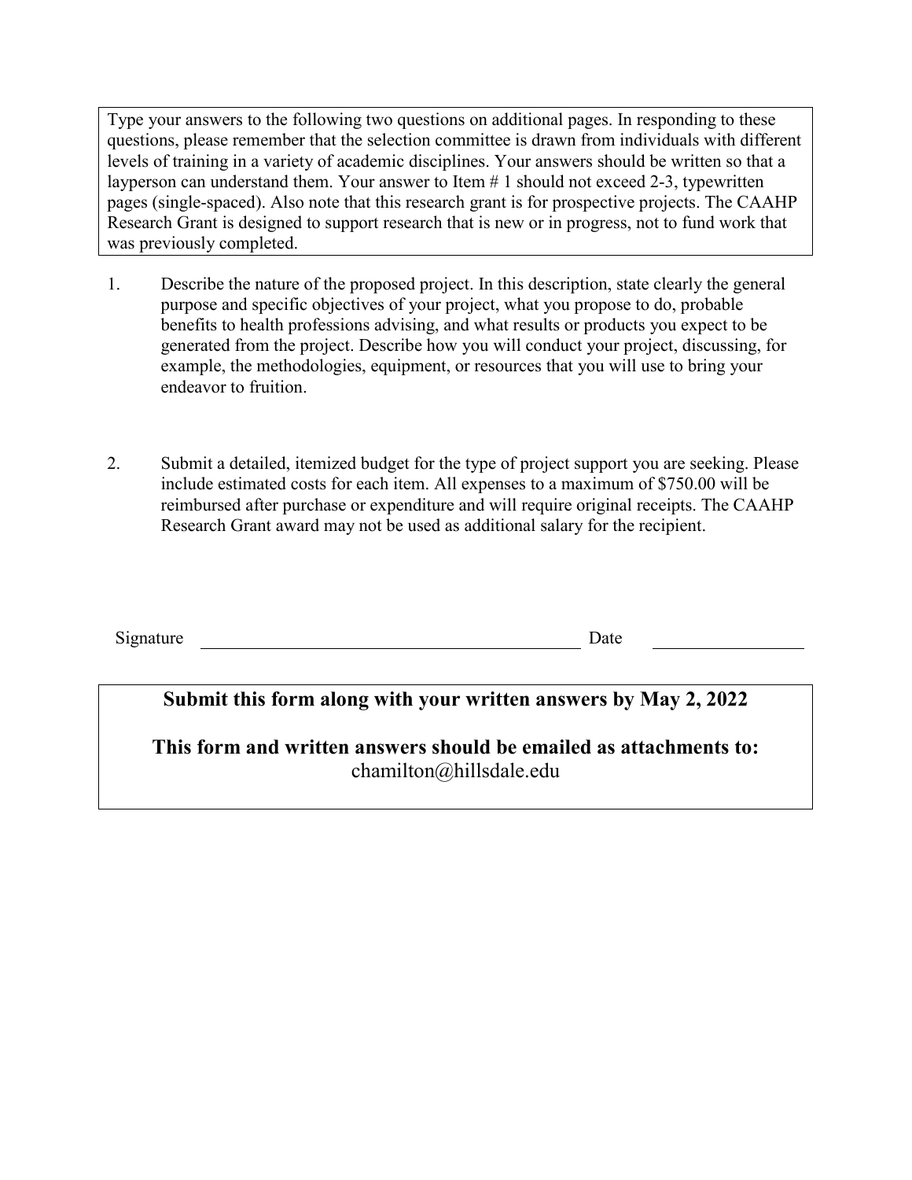Type your answers to the following two questions on additional pages. In responding to these questions, please remember that the selection committee is drawn from individuals with different levels of training in a variety of academic disciplines. Your answers should be written so that a layperson can understand them. Your answer to Item # 1 should not exceed 2-3, typewritten pages (single-spaced). Also note that this research grant is for prospective projects. The CAAHP Research Grant is designed to support research that is new or in progress, not to fund work that was previously completed.

1. Describe the nature of the proposed project. In this description, state clearly the general purpose and specific objectives of your project, what you propose to do, probable benefits to health professions advising, and what results or products you expect to be generated from the project. Describe how you will conduct your project, discussing, for example, the methodologies, equipment, or resources that you will use to bring your endeavor to fruition.

2. Submit a detailed, itemized budget for the type of project support you are seeking. Please include estimated costs for each item. All expenses to a maximum of $750.00 will be reimbursed after purchase or expenditure and will require original receipts. The CAAHP Research Grant award may not be used as additional salary for the recipient.

Signature ______________________________ Date ______________

**Submit this form along with your written answers by May 2, 2022**

**This form and written answers should be emailed as attachments to:**
chamilton@hillsdale.edu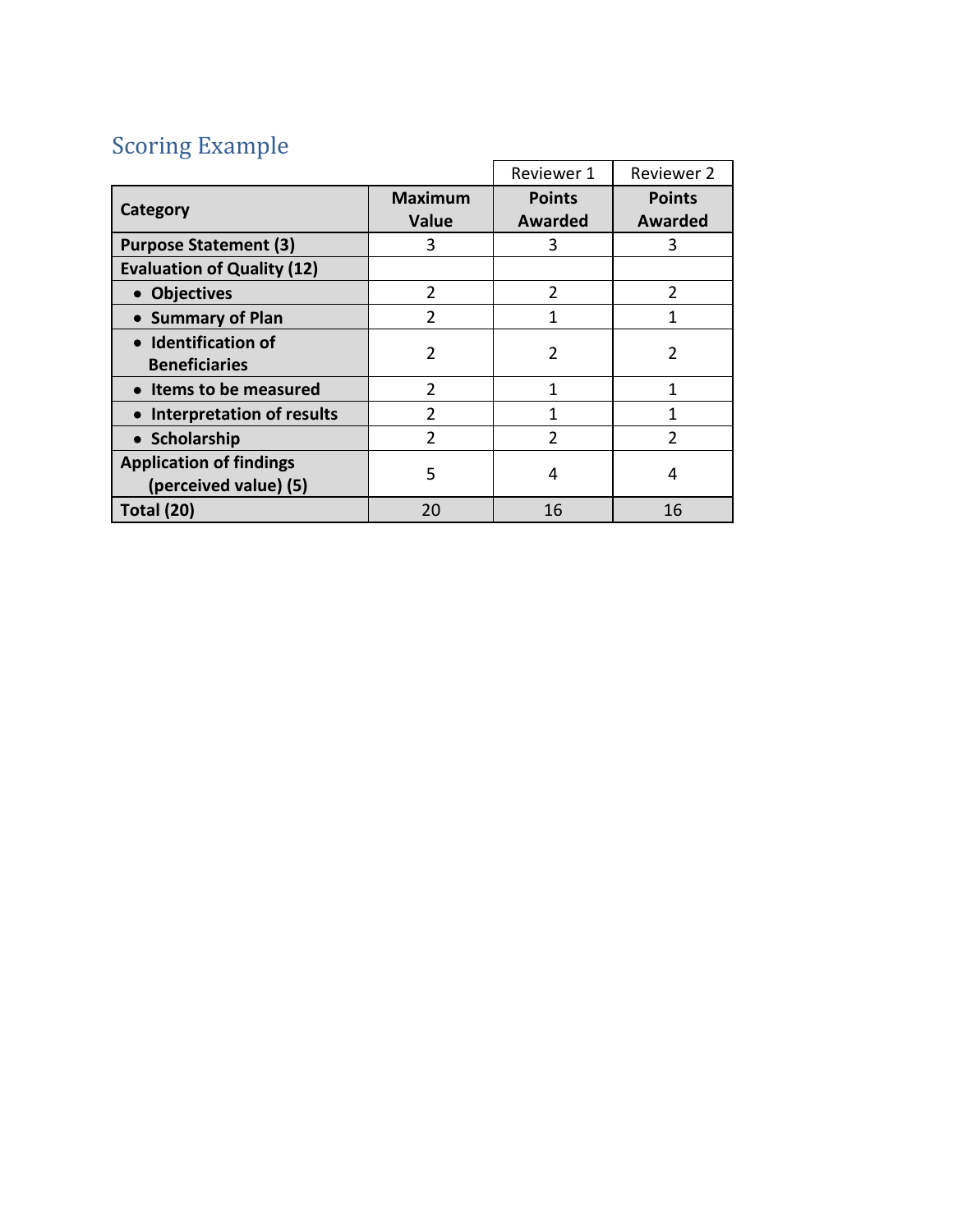## Scoring Example

| | | Reviewer 1 | Reviewer 2 |
|---|---|---|---|
| **Category** | **Maximum Value** | **Points Awarded** | **Points Awarded** |
| **Purpose Statement (3)** | 3 | 3 | 3 |
| **Evaluation of Quality (12)** | | | |
| • **Objectives** | 2 | 2 | 2 |
| • **Summary of Plan** | 2 | 1 | 1 |
| • **Identification of Beneficiaries** | 2 | 2 | 2 |
| • **Items to be measured** | 2 | 1 | 1 |
| • **Interpretation of results** | 2 | 1 | 1 |
| • **Scholarship** | 2 | 2 | 2 |
| **Application of findings (perceived value) (5)** | 5 | 4 | 4 |
| **Total (20)** | 20 | 16 | 16 |